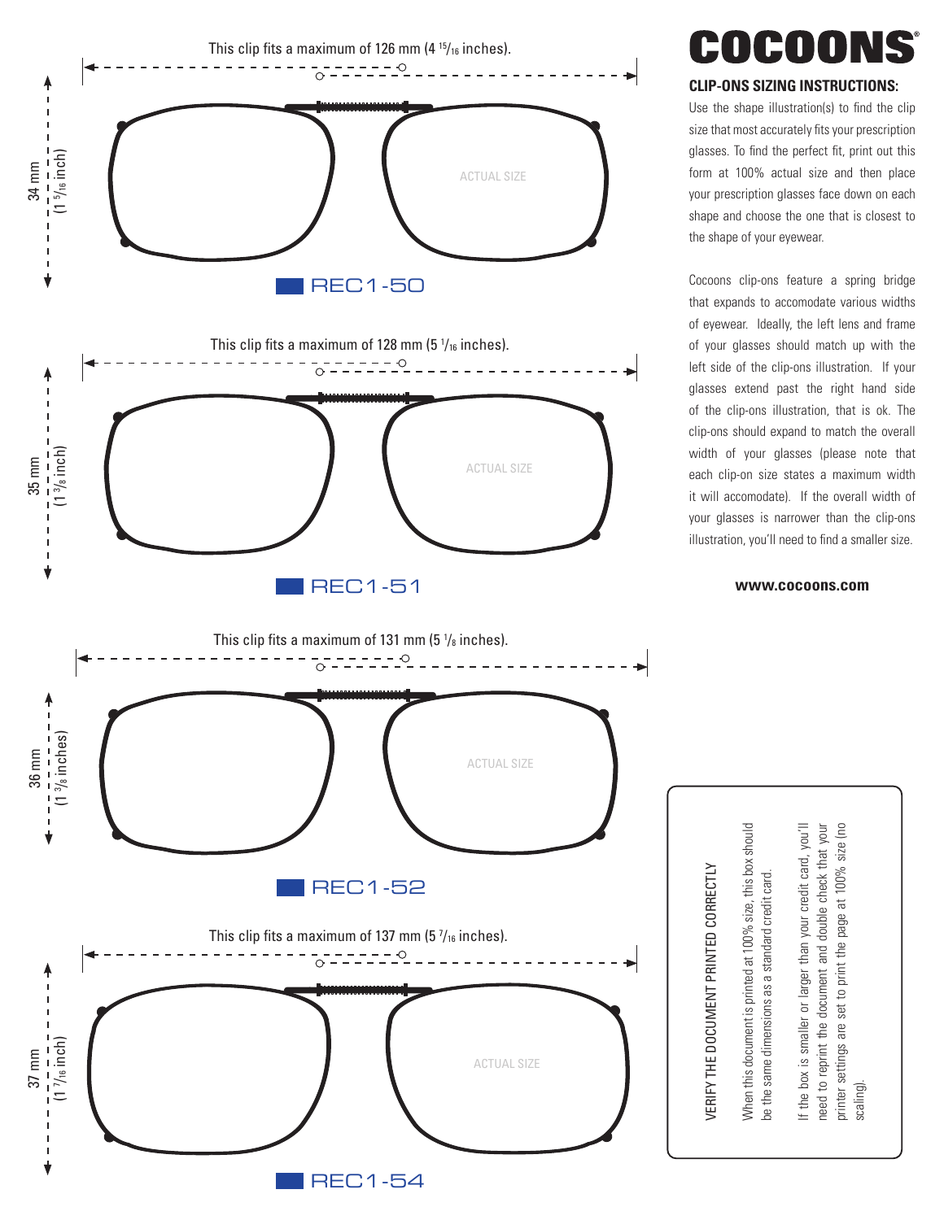# COCOONS®

## CLIP-ONS SIZING INSTRUCTIONS:

Use the shape illustration(s) to find the clip size that most accurately fits your prescription glasses. To find the perfect fit, print out this form at 100% actual size and then place your prescription glasses face down on each shape and choose the one that is closest to the shape of your eyewear.

Cocoons clip-ons feature a spring bridge that expands to accomodate various widths of eyewear. Ideally, the left lens and frame of your glasses should match up with the left side of the clip-ons illustration. If your glasses extend past the right hand side of the clip-ons illustration, that is ok. The clip-ons should expand to match the overall width of your glasses (please note that each clip-on size states a maximum width it will accomodate). If the overall width of your glasses is narrower than the clip-ons illustration, you'll need to find a smaller size.

**www.cocoons.com**

This clip fits a maximum of 126 mm (4 15/16 inches).

34 mm (1 5/16 inch)

ACTUAL SIZE

REC1-50

This clip fits a maximum of 128 mm (5 1/16 inches).

35 mm (1 3/8 inch)

ACTUAL SIZE

REC1-51

This clip fits a maximum of 131 mm (5 1/8 inches).

36 mm (1 3/8 inches)

ACTUAL SIZE

REC1-52

This clip fits a maximum of 137 mm (5 7/16 inches).

37 mm (1 7/16 inch)

ACTUAL SIZE

REC1-54

VERIFY THE DOCUMENT PRINTED CORRECTLY

When this document is printed at 100% size, this box should be the same dimensions as a standard credit card.

If the box is smaller or larger than your credit card, you'll need to reprint the document and double check that your printer settings are set to print the page at 100% size (no scaling).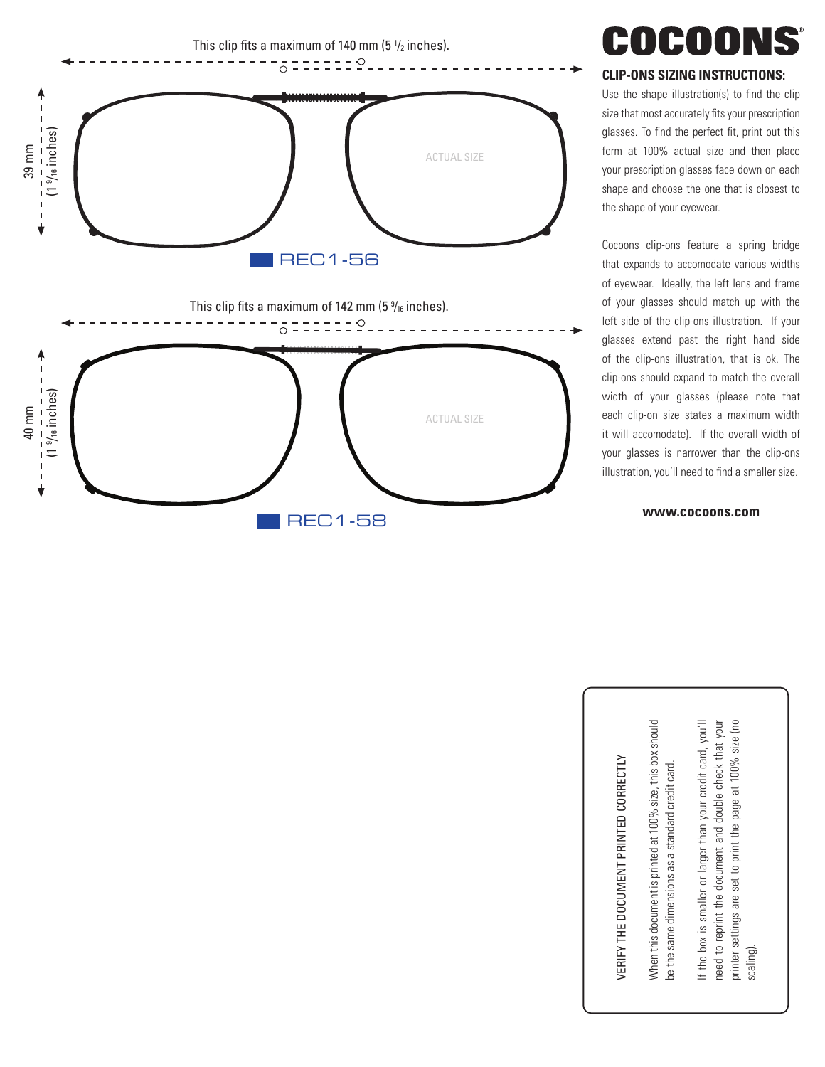This clip fits a maximum of 140 mm (5 1/2 inches).

39 mm (1 9/16 inches)

ACTUAL SIZE

REC1-56

This clip fits a maximum of 142 mm (5 9/16 inches).

40 mm (1 9/16 inches)

ACTUAL SIZE

REC1-58

# COCOONS®

## CLIP-ONS SIZING INSTRUCTIONS:

Use the shape illustration(s) to find the clip size that most accurately fits your prescription glasses. To find the perfect fit, print out this form at 100% actual size and then place your prescription glasses face down on each shape and choose the one that is closest to the shape of your eyewear.

Cocoons clip-ons feature a spring bridge that expands to accomodate various widths of eyewear. Ideally, the left lens and frame of your glasses should match up with the left side of the clip-ons illustration. If your glasses extend past the right hand side of the clip-ons illustration, that is ok. The clip-ons should expand to match the overall width of your glasses (please note that each clip-on size states a maximum width it will accomodate). If the overall width of your glasses is narrower than the clip-ons illustration, you'll need to find a smaller size.

**www.cocoons.com**

VERIFY THE DOCUMENT PRINTED CORRECTLY

When this document is printed at 100% size, this box should be the same dimensions as a standard credit card.

If the box is smaller or larger than your credit card, you'll need to reprint the document and double check that your printer settings are set to print the page at 100% size (no scaling).